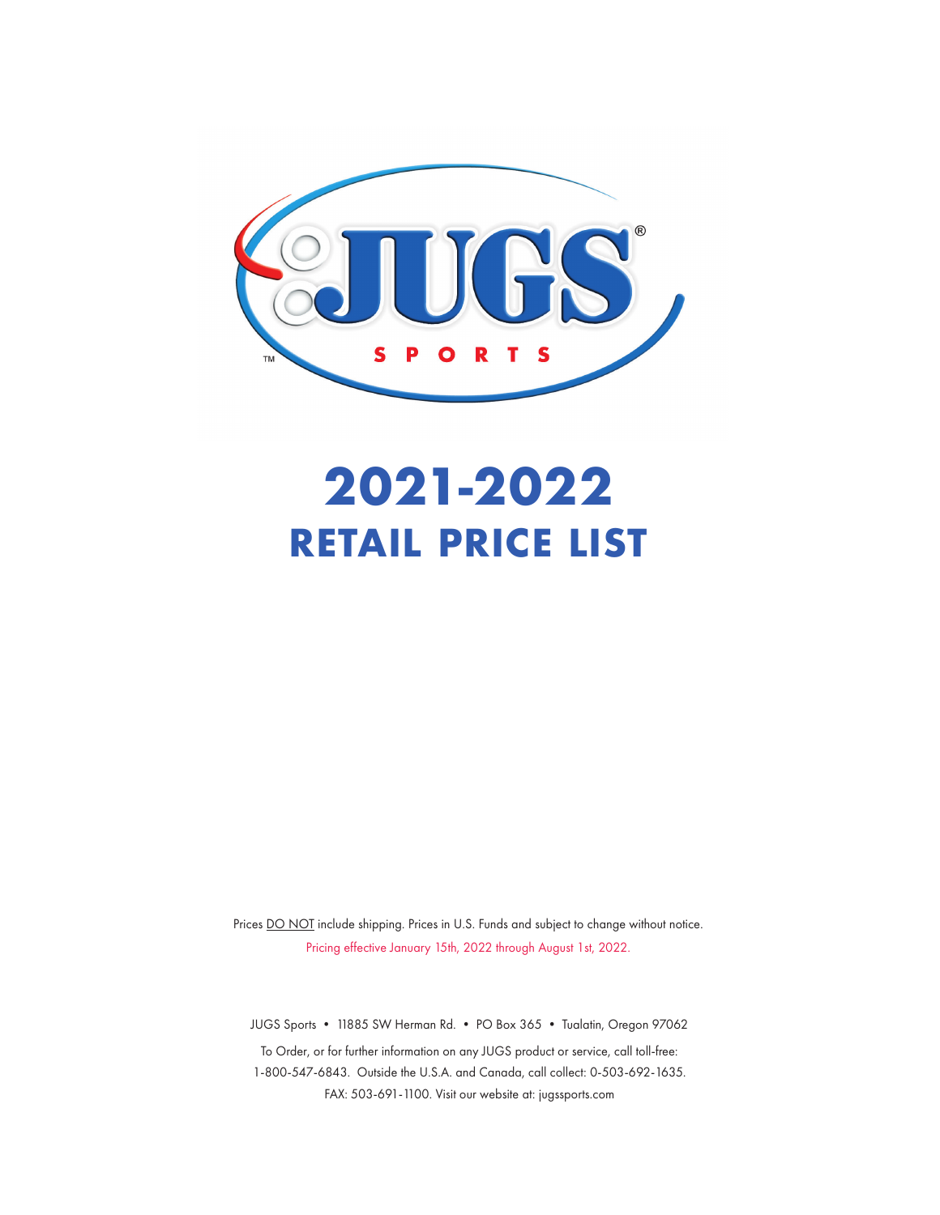JUGS® SPORTS™

# 2021-2022
## RETAIL PRICE LIST

Prices DO NOT include shipping. Prices in U.S. Funds and subject to change without notice.
Pricing effective January 15th, 2022 through August 1st, 2022.

JUGS Sports • 11885 SW Herman Rd. • PO Box 365 • Tualatin, Oregon 97062

To Order, or for further information on any JUGS product or service, call toll-free:
1-800-547-6843. Outside the U.S.A. and Canada, call collect: 0-503-692-1635.
FAX: 503-691-1100. Visit our website at: jugssports.com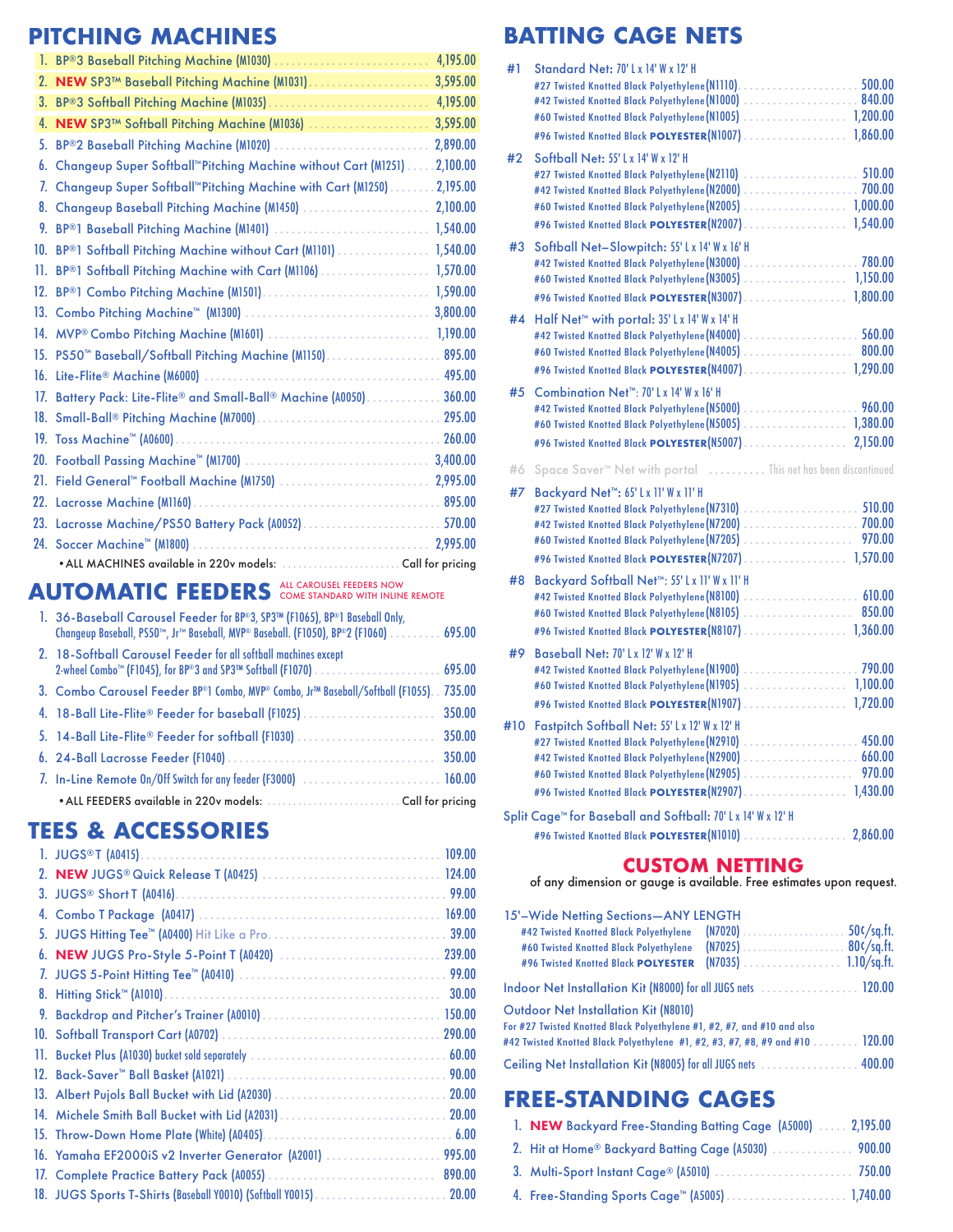## PITCHING MACHINES

1. BP®3 Baseball Pitching Machine (M1030) .... 4,195.00
2. **NEW** SP3™ Baseball Pitching Machine (M1031) .... 3,595.00
3. BP®3 Softball Pitching Machine (M1035) .... 4,195.00
4. **NEW** SP3™ Softball Pitching Machine (M1036) .... 3,595.00
5. BP®2 Baseball Pitching Machine (M1020) .... 2,890.00
6. Changeup Super Softball™ Pitching Machine without Cart (M1251) .... 2,100.00
7. Changeup Super Softball™ Pitching Machine with Cart (M1250) .... 2,195.00
8. Changeup Baseball Pitching Machine (M1450) .... 2,100.00
9. BP®1 Baseball Pitching Machine (M1401) .... 1,540.00
10. BP®1 Softball Pitching Machine without Cart (M1101) .... 1,540.00
11. BP®1 Softball Pitching Machine with Cart (M1106) .... 1,570.00
12. BP®1 Combo Pitching Machine (M1501) .... 1,590.00
13. Combo Pitching Machine™ (M1300) .... 3,800.00
14. MVP® Combo Pitching Machine (M1601) .... 1,190.00
15. PS50™ Baseball/Softball Pitching Machine (M1150) .... 895.00
16. Lite-Flite® Machine (M6000) .... 495.00
17. Battery Pack: Lite-Flite® and Small-Ball® Machine (A0050) .... 360.00
18. Small-Ball® Pitching Machine (M7000) .... 295.00
19. Toss Machine™ (A0600) .... 260.00
20. Football Passing Machine™ (M1700) .... 3,400.00
21. Field General™ Football Machine (M1750) .... 2,995.00
22. Lacrosse Machine (M1160) .... 895.00
23. Lacrosse Machine/PS50 Battery Pack (A0052) .... 570.00
24. Soccer Machine™ (M1800) .... 2,995.00

• ALL MACHINES available in 220v models: .... Call for pricing

## AUTOMATIC FEEDERS

ALL CAROUSEL FEEDERS NOW COME STANDARD WITH INLINE REMOTE

1. 36-Baseball Carousel Feeder for BP®3, SP3™ (F1065), BP®1 Baseball Only, Changeup Baseball, PS50™, Jr™ Baseball, MVP® Baseball. (F1050), BP®2 (F1060) .... 695.00
2. 18-Softball Carousel Feeder for all softball machines except 2-wheel Combo™ (F1045), for BP®3 and SP3™ Softball (F1070) .... 695.00
3. Combo Carousel Feeder BP®1 Combo, MVP® Combo, Jr™ Baseball/Softball (F1055) .... 735.00
4. 18-Ball Lite-Flite® Feeder for baseball (F1025) .... 350.00
5. 14-Ball Lite-Flite® Feeder for softball (F1030) .... 350.00
6. 24-Ball Lacrosse Feeder (F1040) .... 350.00
7. In-Line Remote On/Off Switch for any feeder (F3000) .... 160.00

• ALL FEEDERS available in 220v models: .... Call for pricing

## TEES & ACCESSORIES

1. JUGS® T (A0415) .... 109.00
2. **NEW** JUGS® Quick Release T (A0425) .... 124.00
3. JUGS® Short T (A0416) .... 99.00
4. Combo T Package (A0417) .... 169.00
5. JUGS Hitting Tee™ (A0400) Hit Like a Pro .... 39.00
6. **NEW** JUGS Pro-Style 5-Point T (A0420) .... 239.00
7. JUGS 5-Point Hitting Tee™ (A0410) .... 99.00
8. Hitting Stick™ (A1010) .... 30.00
9. Backdrop and Pitcher's Trainer (A0010) .... 150.00
10. Softball Transport Cart (A0702) .... 290.00
11. Bucket Plus (A1030) bucket sold separately .... 60.00
12. Back-Saver™ Ball Basket (A1021) .... 90.00
13. Albert Pujols Ball Bucket with Lid (A2030) .... 20.00
14. Michele Smith Ball Bucket with Lid (A2031) .... 20.00
15. Throw-Down Home Plate (White) (A0405) .... 6.00
16. Yamaha EF2000iS v2 Inverter Generator (A2001) .... 995.00
17. Complete Practice Battery Pack (A0055) .... 890.00
18. JUGS Sports T-Shirts (Baseball Y0010) (Softball Y0015) .... 20.00

## BATTING CAGE NETS

**#1 Standard Net:** 70' L x 14' W x 12' H
- #27 Twisted Knotted Black Polyethylene (N1110) .... 500.00
- #42 Twisted Knotted Black Polyethylene (N1000) .... 840.00
- #60 Twisted Knotted Black Polyethylene (N1005) .... 1,200.00
- #96 Twisted Knotted Black **POLYESTER** (N1007) .... 1,860.00

**#2 Softball Net:** 55' L x 14' W x 12' H
- #27 Twisted Knotted Black Polyethylene (N2110) .... 510.00
- #42 Twisted Knotted Black Polyethylene (N2000) .... 700.00
- #60 Twisted Knotted Black Polyethylene (N2005) .... 1,000.00
- #96 Twisted Knotted Black **POLYESTER** (N2007) .... 1,540.00

**#3 Softball Net–Slowpitch:** 55' L x 14' W x 16' H
- #42 Twisted Knotted Black Polyethylene (N3000) .... 780.00
- #60 Twisted Knotted Black Polyethylene (N3005) .... 1,150.00
- #96 Twisted Knotted Black **POLYESTER** (N3007) .... 1,800.00

**#4 Half Net™ with portal:** 35' L x 14' W x 14' H
- #42 Twisted Knotted Black Polyethylene (N4000) .... 560.00
- #60 Twisted Knotted Black Polyethylene (N4005) .... 800.00
- #96 Twisted Knotted Black **POLYESTER** (N4007) .... 1,290.00

**#5 Combination Net™:** 70' L x 14' W x 16' H
- #42 Twisted Knotted Black Polyethylene (N5000) .... 960.00
- #60 Twisted Knotted Black Polyethylene (N5005) .... 1,380.00
- #96 Twisted Knotted Black **POLYESTER** (N5007) .... 2,150.00

**#6 Space Saver™ Net with portal** .... This net has been discontinued

**#7 Backyard Net™:** 65' L x 11' W x 11' H
- #27 Twisted Knotted Black Polyethylene (N7310) .... 510.00
- #42 Twisted Knotted Black Polyethylene (N7200) .... 700.00
- #60 Twisted Knotted Black Polyethylene (N7205) .... 970.00
- #96 Twisted Knotted Black **POLYESTER** (N7207) .... 1,570.00

**#8 Backyard Softball Net™:** 55' L x 11' W x 11' H
- #42 Twisted Knotted Black Polyethylene (N8100) .... 610.00
- #60 Twisted Knotted Black Polyethylene (N8105) .... 850.00
- #96 Twisted Knotted Black **POLYESTER** (N8107) .... 1,360.00

**#9 Baseball Net:** 70' L x 12' W x 12' H
- #42 Twisted Knotted Black Polyethylene (N1900) .... 790.00
- #60 Twisted Knotted Black Polyethylene (N1905) .... 1,100.00
- #96 Twisted Knotted Black **POLYESTER** (N1907) .... 1,720.00

**#10 Fastpitch Softball Net:** 55' L x 12' W x 12' H
- #27 Twisted Knotted Black Polyethylene (N2910) .... 450.00
- #42 Twisted Knotted Black Polyethylene (N2900) .... 660.00
- #60 Twisted Knotted Black Polyethylene (N2905) .... 970.00
- #96 Twisted Knotted Black **POLYESTER** (N2907) .... 1,430.00

**Split Cage™ for Baseball and Softball:** 70' L x 14' W x 12' H
- #96 Twisted Knotted Black **POLYESTER** (N1010) .... 2,860.00

### CUSTOM NETTING

of any dimension or gauge is available. Free estimates upon request.

**15'–Wide Netting Sections—ANY LENGTH**
- #42 Twisted Knotted Black Polyethylene (N7020) .... 50¢/sq.ft.
- #60 Twisted Knotted Black Polyethylene (N7025) .... 80¢/sq.ft.
- #96 Twisted Knotted Black **POLYESTER** (N7035) .... 1.10/sq.ft.

Indoor Net Installation Kit (N8000) for all JUGS nets .... 120.00

Outdoor Net Installation Kit (N8010)
For #27 Twisted Knotted Black Polyethylene #1, #2, #7, and #10 and also #42 Twisted Knotted Black Polyethylene #1, #2, #3, #7, #8, #9 and #10 .... 120.00

Ceiling Net Installation Kit (N8005) for all JUGS nets .... 400.00

## FREE-STANDING CAGES

1. **NEW** Backyard Free-Standing Batting Cage (A5000) .... 2,195.00
2. Hit at Home® Backyard Batting Cage (A5030) .... 900.00
3. Multi-Sport Instant Cage® (A5010) .... 750.00
4. Free-Standing Sports Cage™ (A5005) .... 1,740.00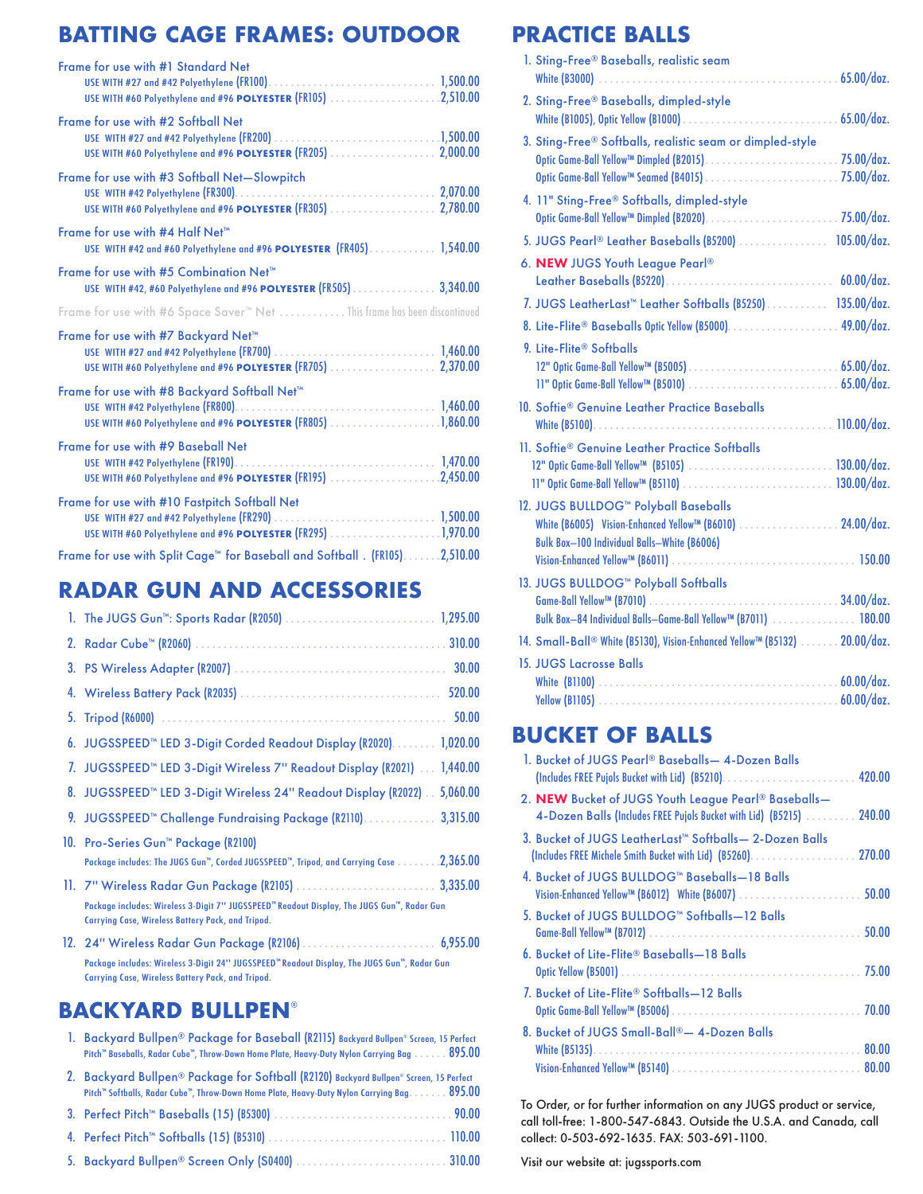## BATTING CAGE FRAMES: OUTDOOR

Frame for use with #1 Standard Net
- USE WITH #27 and #42 Polyethylene (FR100) .......... 1,500.00
- USE WITH #60 Polyethylene and #96 **POLYESTER** (FR105) .......... 2,510.00

Frame for use with #2 Softball Net
- USE WITH #27 and #42 Polyethylene (FR200) .......... 1,500.00
- USE WITH #60 Polyethylene and #96 **POLYESTER** (FR205) .......... 2,000.00

Frame for use with #3 Softball Net—Slowpitch
- USE WITH #42 Polyethylene (FR300) .......... 2,070.00
- USE WITH #60 Polyethylene and #96 **POLYESTER** (FR305) .......... 2,780.00

Frame for use with #4 Half Net™
- USE WITH #42 and #60 Polyethylene and #96 **POLYESTER** (FR405) .......... 1,540.00

Frame for use with #5 Combination Net™
- USE WITH #42, #60 Polyethylene and #96 **POLYESTER** (FR505) .......... 3,340.00

Frame for use with #6 Space Saver™ Net .......... This frame has been discontinued

Frame for use with #7 Backyard Net™
- USE WITH #27 and #42 Polyethylene (FR700) .......... 1,460.00
- USE WITH #60 Polyethylene and #96 **POLYESTER** (FR705) .......... 2,370.00

Frame for use with #8 Backyard Softball Net™
- USE WITH #42 Polyethylene (FR800) .......... 1,460.00
- USE WITH #60 Polyethylene and #96 **POLYESTER** (FR805) .......... 1,860.00

Frame for use with #9 Baseball Net
- USE WITH #42 Polyethylene (FR190) .......... 1,470.00
- USE WITH #60 Polyethylene and #96 **POLYESTER** (FR195) .......... 2,450.00

Frame for use with #10 Fastpitch Softball Net
- USE WITH #27 and #42 Polyethylene (FR290) .......... 1,500.00
- USE WITH #60 Polyethylene and #96 **POLYESTER** (FR295) .......... 1,970.00

Frame for use with Split Cage™ for Baseball and Softball . (FR105) .......... 2,510.00

## RADAR GUN AND ACCESSORIES

1. The JUGS Gun™: Sports Radar (R2050) .......... 1,295.00
2. Radar Cube™ (R2060) .......... 310.00
3. PS Wireless Adapter (R2007) .......... 30.00
4. Wireless Battery Pack (R2035) .......... 520.00
5. Tripod (R6000) .......... 50.00
6. JUGSSPEED™ LED 3-Digit Corded Readout Display (R2020) .......... 1,020.00
7. JUGSSPEED™ LED 3-Digit Wireless 7" Readout Display (R2021) .......... 1,440.00
8. JUGSSPEED™ LED 3-Digit Wireless 24" Readout Display (R2022) .......... 5,060.00
9. JUGSSPEED™ Challenge Fundraising Package (R2110) .......... 3,315.00
10. Pro-Series Gun™ Package (R2100)
    Package includes: The JUGS Gun™, Corded JUGSSPEED™, Tripod, and Carrying Case .......... 2,365.00
11. 7" Wireless Radar Gun Package (R2105) .......... 3,335.00
    Package includes: Wireless 3-Digit 7" JUGSSPEED™ Readout Display, The JUGS Gun™, Radar Gun Carrying Case, Wireless Battery Pack, and Tripod.
12. 24" Wireless Radar Gun Package (R2106) .......... 6,955.00
    Package includes: Wireless 3-Digit 24" JUGSSPEED™ Readout Display, The JUGS Gun™, Radar Gun Carrying Case, Wireless Battery Pack, and Tripod.

## BACKYARD BULLPEN®

1. Backyard Bullpen® Package for Baseball (R2115) Backyard Bullpen® Screen, 15 Perfect Pitch™ Baseballs, Radar Cube™, Throw-Down Home Plate, Heavy-Duty Nylon Carrying Bag .......... 895.00
2. Backyard Bullpen® Package for Softball (R2120) Backyard Bullpen® Screen, 15 Perfect Pitch™ Softballs, Radar Cube™, Throw-Down Home Plate, Heavy-Duty Nylon Carrying Bag .......... 895.00
3. Perfect Pitch™ Baseballs (15) (B5300) .......... 90.00
4. Perfect Pitch™ Softballs (15) (B5310) .......... 110.00
5. Backyard Bullpen® Screen Only (S0400) .......... 310.00

## PRACTICE BALLS

1. Sting-Free® Baseballs, realistic seam
   White (B3000) .......... 65.00/doz.
2. Sting-Free® Baseballs, dimpled-style
   White (B1005), Optic Yellow (B1000) .......... 65.00/doz.
3. Sting-Free® Softballs, realistic seam or dimpled-style
   Optic Game-Ball Yellow™ Dimpled (B2015) .......... 75.00/doz.
   Optic Game-Ball Yellow™ Seamed (B4015) .......... 75.00/doz.
4. 11" Sting-Free® Softballs, dimpled-style
   Optic Game-Ball Yellow™ Dimpled (B2020) .......... 75.00/doz.
5. JUGS Pearl® Leather Baseballs (B5200) .......... 105.00/doz.
6. **NEW** JUGS Youth League Pearl® Leather Baseballs (B5220) .......... 60.00/doz.
7. JUGS LeatherLast™ Leather Softballs (B5250) .......... 135.00/doz.
8. Lite-Flite® Baseballs Optic Yellow (B5000) .......... 49.00/doz.
9. Lite-Flite® Softballs
   12" Optic Game-Ball Yellow™ (B5005) .......... 65.00/doz.
   11" Optic Game-Ball Yellow™ (B5010) .......... 65.00/doz.
10. Softie® Genuine Leather Practice Baseballs
    White (B5100) .......... 110.00/doz.
11. Softie® Genuine Leather Practice Softballs
    12" Optic Game-Ball Yellow™ (B5105) .......... 130.00/doz.
    11" Optic Game-Ball Yellow™ (B5110) .......... 130.00/doz.
12. JUGS BULLDOG™ Polyball Baseballs
    White (B6005) Vision-Enhanced Yellow™ (B6010) .......... 24.00/doz.
    Bulk Box—100 Individual Balls—White (B6006)
    Vision-Enhanced Yellow™ (B6011) .......... 150.00
13. JUGS BULLDOG™ Polyball Softballs
    Game-Ball Yellow™ (B7010) .......... 34.00/doz.
    Bulk Box—84 Individual Balls—Game-Ball Yellow™ (B7011) .......... 180.00
14. Small-Ball® White (B5130), Vision-Enhanced Yellow™ (B5132) .......... 20.00/doz.
15. JUGS Lacrosse Balls
    White (B1100) .......... 60.00/doz.
    Yellow (B1105) .......... 60.00/doz.

## BUCKET OF BALLS

1. Bucket of JUGS Pearl® Baseballs— 4-Dozen Balls (Includes FREE Pujols Bucket with Lid) (B5210) .......... 420.00
2. **NEW** Bucket of JUGS Youth League Pearl® Baseballs— 4-Dozen Balls (Includes FREE Pujols Bucket with Lid) (B5215) .......... 240.00
3. Bucket of JUGS LeatherLast™ Softballs— 2-Dozen Balls (Includes FREE Michele Smith Bucket with Lid) (B5260) .......... 270.00
4. Bucket of JUGS BULLDOG™ Baseballs—18 Balls
   Vision-Enhanced Yellow™ (B6012) White (B6007) .......... 50.00
5. Bucket of JUGS BULLDOG™ Softballs—12 Balls
   Game-Ball Yellow™ (B7012) .......... 50.00
6. Bucket of Lite-Flite® Baseballs—18 Balls
   Optic Yellow (B5001) .......... 75.00
7. Bucket of Lite-Flite® Softballs—12 Balls
   Optic Game-Ball Yellow™ (B5006) .......... 70.00
8. Bucket of JUGS Small-Ball®— 4-Dozen Balls
   White (B5135) .......... 80.00
   Vision-Enhanced Yellow™ (B5140) .......... 80.00

To Order, or for further information on any JUGS product or service, call toll-free: 1-800-547-6843. Outside the U.S.A. and Canada, call collect: 0-503-692-1635. FAX: 503-691-1100.

Visit our website at: jugssports.com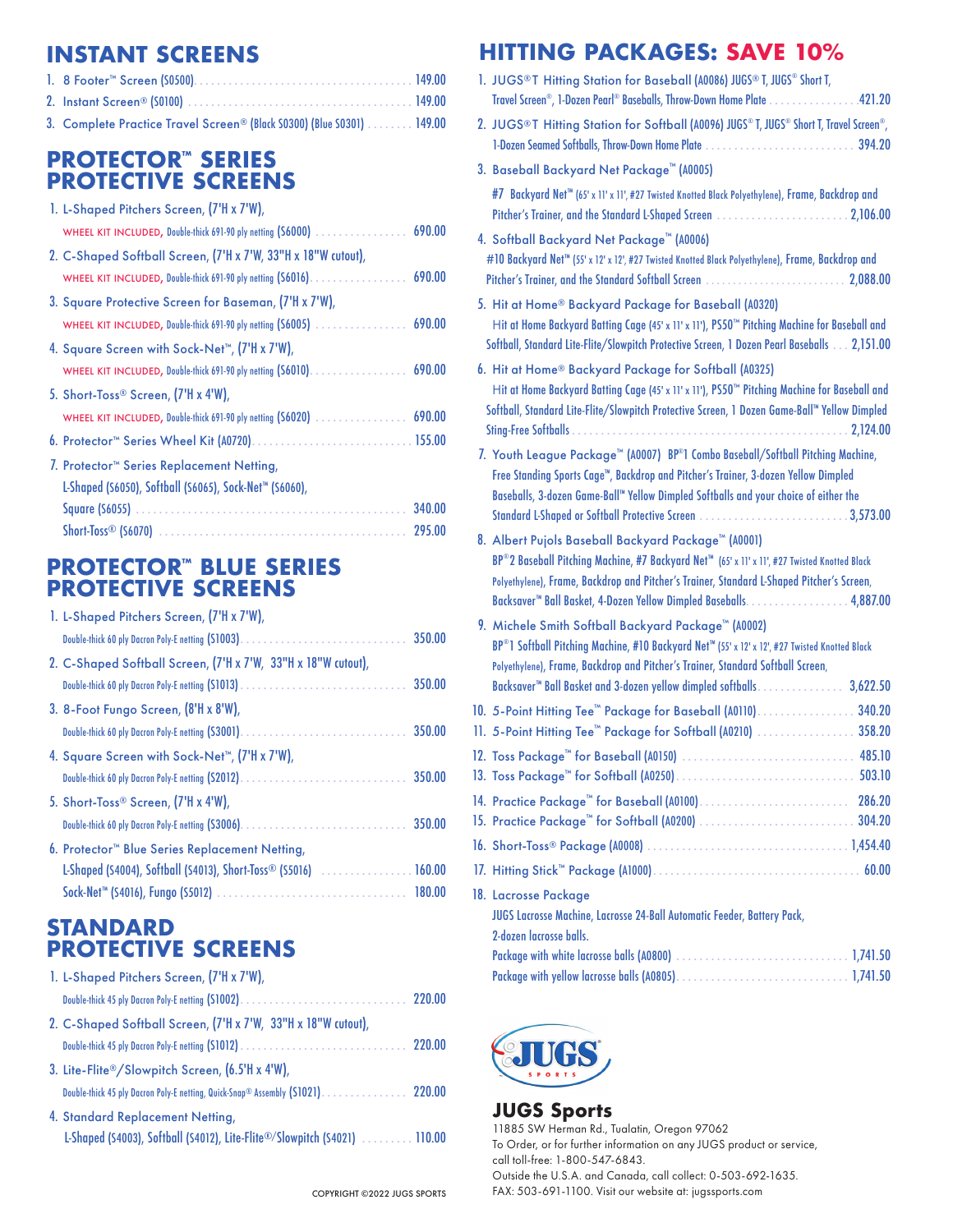## INSTANT SCREENS

1. 8 Footer™ Screen (S0500) .......... 149.00
2. Instant Screen® (S0100) .......... 149.00
3. Complete Practice Travel Screen® (Black S0300) (Blue S0301) .......... 149.00

## PROTECTOR™ SERIES PROTECTIVE SCREENS

1. L-Shaped Pitchers Screen, (7'H x 7'W), WHEEL KIT INCLUDED, Double-thick 691-90 ply netting (S6000) .......... 690.00
2. C-Shaped Softball Screen, (7'H x 7'W, 33"H x 18"W cutout), WHEEL KIT INCLUDED, Double-thick 691-90 ply netting (S6016) .......... 690.00
3. Square Protective Screen for Baseman, (7'H x 7'W), WHEEL KIT INCLUDED, Double-thick 691-90 ply netting (S6005) .......... 690.00
4. Square Screen with Sock-Net™, (7'H x 7'W), WHEEL KIT INCLUDED, Double-thick 691-90 ply netting (S6010) .......... 690.00
5. Short-Toss® Screen, (7'H x 4'W), WHEEL KIT INCLUDED, Double-thick 691-90 ply netting (S6020) .......... 690.00
6. Protector™ Series Wheel Kit (A0720) .......... 155.00
7. Protector™ Series Replacement Netting, L-Shaped (S6050), Softball (S6065), Sock-Net™ (S6060), Square (S6055) .......... 340.00
   Short-Toss® (S6070) .......... 295.00

## PROTECTOR™ BLUE SERIES PROTECTIVE SCREENS

1. L-Shaped Pitchers Screen, (7'H x 7'W), Double-thick 60 ply Dacron Poly-E netting (S1003) .......... 350.00
2. C-Shaped Softball Screen, (7'H x 7'W, 33"H x 18"W cutout), Double-thick 60 ply Dacron Poly-E netting (S1013) .......... 350.00
3. 8-Foot Fungo Screen, (8'H x 8'W), Double-thick 60 ply Dacron Poly-E netting (S3001) .......... 350.00
4. Square Screen with Sock-Net™, (7'H x 7'W), Double-thick 60 ply Dacron Poly-E netting (S2012) .......... 350.00
5. Short-Toss® Screen, (7'H x 4'W), Double-thick 60 ply Dacron Poly-E netting (S3006) .......... 350.00
6. Protector™ Blue Series Replacement Netting, L-Shaped (S4004), Softball (S4013), Short-Toss® (S5016) .......... 160.00
   Sock-Net™ (S4016), Fungo (S5012) .......... 180.00

## STANDARD PROTECTIVE SCREENS

1. L-Shaped Pitchers Screen, (7'H x 7'W), Double-thick 45 ply Dacron Poly-E netting (S1002) .......... 220.00
2. C-Shaped Softball Screen, (7'H x 7'W, 33"H x 18"W cutout), Double-thick 45 ply Dacron Poly-E netting (S1012) .......... 220.00
3. Lite-Flite®/Slowpitch Screen, (6.5'H x 4'W), Double-thick 45 ply Dacron Poly-E netting, Quick-Snap® Assembly (S1021) .......... 220.00
4. Standard Replacement Netting, L-Shaped (S4003), Softball (S4012), Lite-Flite®/Slowpitch (S4021) .......... 110.00

## HITTING PACKAGES: SAVE 10%

1. JUGS®T Hitting Station for Baseball (A0086) JUGS® T, JUGS® Short T, Travel Screen®, 1-Dozen Pearl® Baseballs, Throw-Down Home Plate .......... 421.20
2. JUGS®T Hitting Station for Softball (A0096) JUGS® T, JUGS® Short T, Travel Screen®, 1-Dozen Seamed Softballs, Throw-Down Home Plate .......... 394.20
3. Baseball Backyard Net Package™ (A0005)
   #7 Backyard Net™ (65' x 11' x 11', #27 Twisted Knotted Black Polyethylene), Frame, Backdrop and Pitcher's Trainer, and the Standard L-Shaped Screen .......... 2,106.00
4. Softball Backyard Net Package™ (A0006)
   #10 Backyard Net™ (55' x 12' x 12', #27 Twisted Knotted Black Polyethylene), Frame, Backdrop and Pitcher's Trainer, and the Standard Softball Screen .......... 2,088.00
5. Hit at Home® Backyard Package for Baseball (A0320)
   Hit at Home Backyard Batting Cage (45' x 11' x 11'), PS50™ Pitching Machine for Baseball and Softball, Standard Lite-Flite/Slowpitch Protective Screen, 1 Dozen Pearl Baseballs .......... 2,151.00
6. Hit at Home® Backyard Package for Softball (A0325)
   Hit at Home Backyard Batting Cage (45' x 11' x 11'), PS50™ Pitching Machine for Baseball and Softball, Standard Lite-Flite/Slowpitch Protective Screen, 1 Dozen Game-Ball™ Yellow Dimpled Sting-Free Softballs .......... 2,124.00
7. Youth League Package™ (A0007) BP®1 Combo Baseball/Softball Pitching Machine, Free Standing Sports Cage™, Backdrop and Pitcher's Trainer, 3-dozen Yellow Dimpled Baseballs, 3-dozen Game-Ball™ Yellow Dimpled Softballs and your choice of either the Standard L-Shaped or Softball Protective Screen .......... 3,573.00
8. Albert Pujols Baseball Backyard Package™ (A0001)
   BP®2 Baseball Pitching Machine, #7 Backyard Net™ (65' x 11' x 11', #27 Twisted Knotted Black Polyethylene), Frame, Backdrop and Pitcher's Trainer, Standard L-Shaped Pitcher's Screen, Backsaver™ Ball Basket, 4-Dozen Yellow Dimpled Baseballs .......... 4,887.00
9. Michele Smith Softball Backyard Package™ (A0002)
   BP®1 Softball Pitching Machine, #10 Backyard Net™ (55' x 12' x 12', #27 Twisted Knotted Black Polyethylene), Frame, Backdrop and Pitcher's Trainer, Standard Softball Screen, Backsaver™ Ball Basket and 3-dozen yellow dimpled softballs .......... 3,622.50
10. 5-Point Hitting Tee™ Package for Baseball (A0110) .......... 340.20
11. 5-Point Hitting Tee™ Package for Softball (A0210) .......... 358.20
12. Toss Package™ for Baseball (A0150) .......... 485.10
13. Toss Package™ for Softball (A0250) .......... 503.10
14. Practice Package™ for Baseball (A0100) .......... 286.20
15. Practice Package™ for Softball (A0200) .......... 304.20
16. Short-Toss® Package (A0008) .......... 1,454.40
17. Hitting Stick™ Package (A1000) .......... 60.00
18. Lacrosse Package
    JUGS Lacrosse Machine, Lacrosse 24-Ball Automatic Feeder, Battery Pack, 2-dozen lacrosse balls.
    Package with white lacrosse balls (A0800) .......... 1,741.50
    Package with yellow lacrosse balls (A0805) .......... 1,741.50

JUGS SPORTS

**JUGS Sports**
11885 SW Herman Rd., Tualatin, Oregon 97062
To Order, or for further information on any JUGS product or service, call toll-free: 1-800-547-6843.
Outside the U.S.A. and Canada, call collect: 0-503-692-1635.
FAX: 503-691-1100. Visit our website at: jugssports.com

COPYRIGHT ©2022 JUGS SPORTS